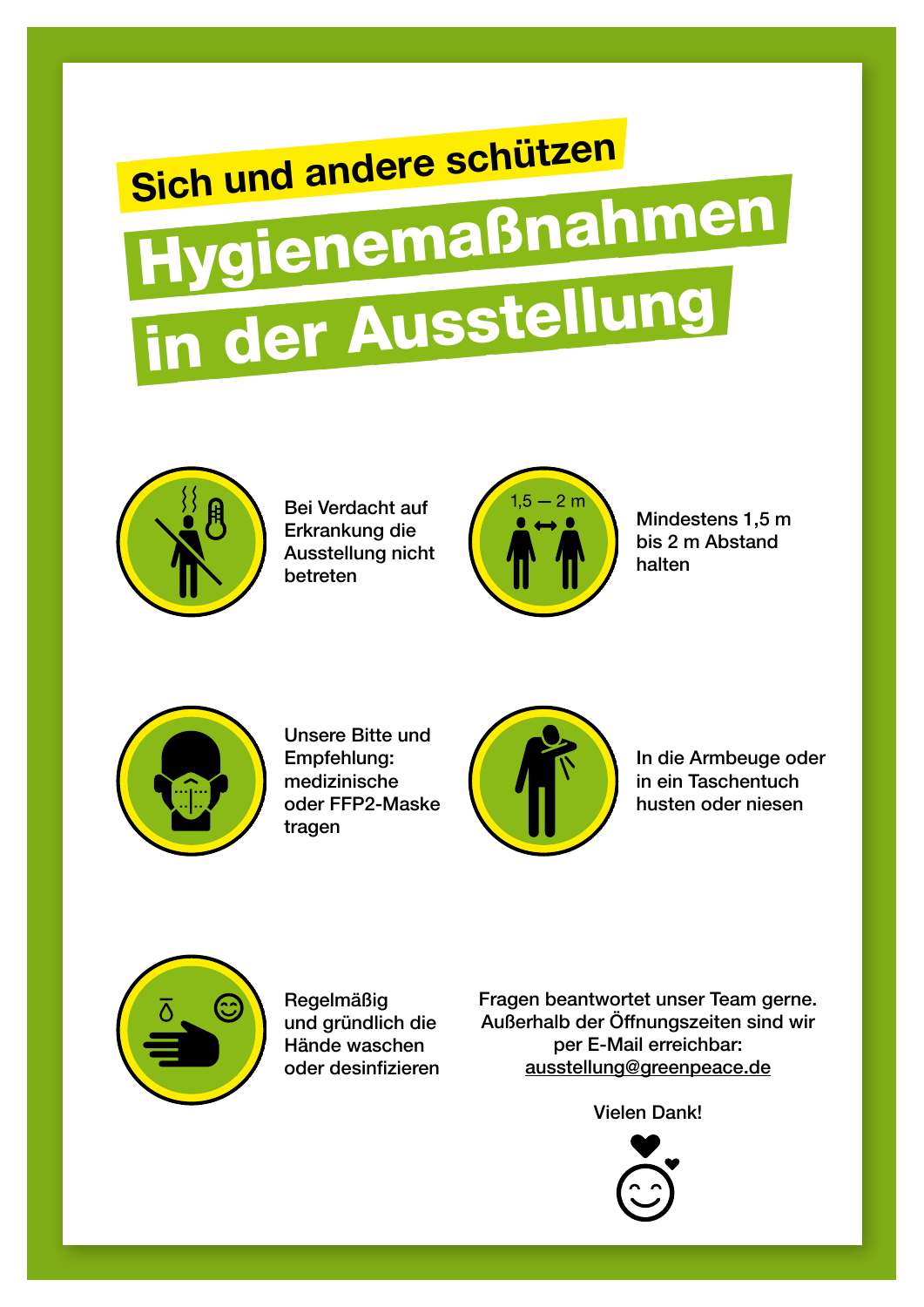**Sich und andere schützen**

# Hygienemaßnahmen in der Ausstellung

Bei Verdacht auf Erkrankung die Ausstellung nicht betreten

1,5 — 2 m

Mindestens 1,5 m bis 2 m Abstand halten

Unsere Bitte und Empfehlung: medizinische oder FFP2-Maske tragen

In die Armbeuge oder in ein Taschentuch husten oder niesen

Regelmäßig und gründlich die Hände waschen oder desinfizieren

Fragen beantwortet unser Team gerne. Außerhalb der Öffnungszeiten sind wir per E-Mail erreichbar: ausstellung@greenpeace.de

Vielen Dank!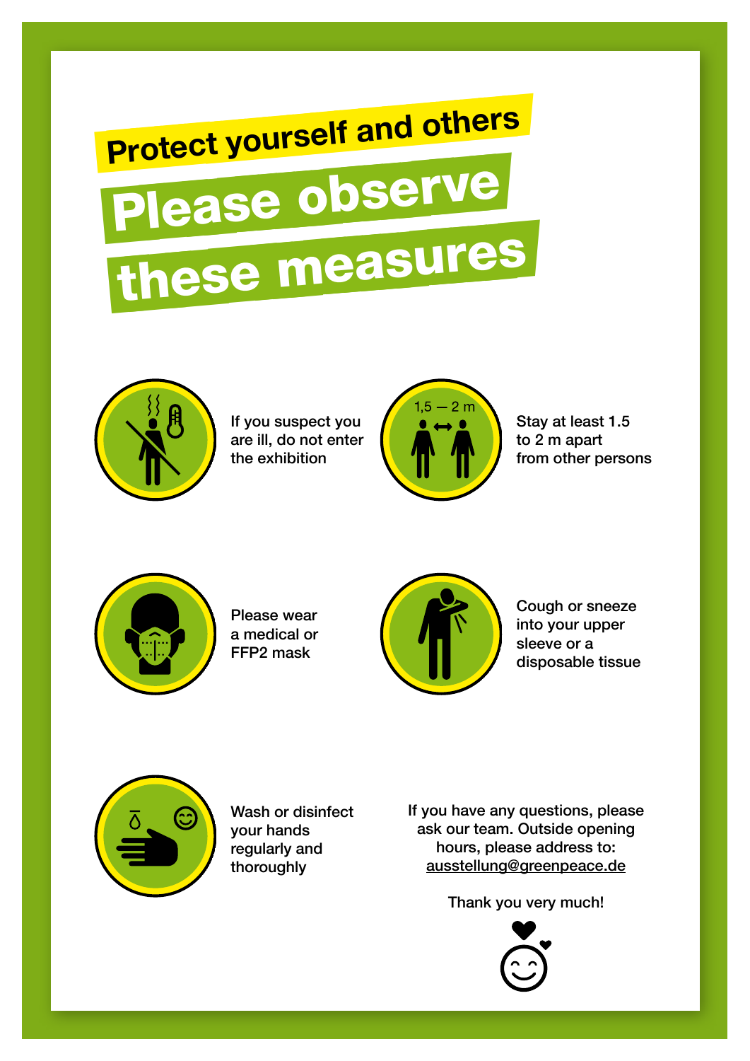**Protect yourself and others**

# Please observe these measures

1,5 — 2 m

If you suspect you are ill, do not enter the exhibition

Stay at least 1.5 to 2 m apart from other persons

Please wear a medical or FFP2 mask

Cough or sneeze into your upper sleeve or a disposable tissue

Wash or disinfect your hands regularly and thoroughly

If you have any questions, please ask our team. Outside opening hours, please address to: ausstellung@greenpeace.de

Thank you very much!